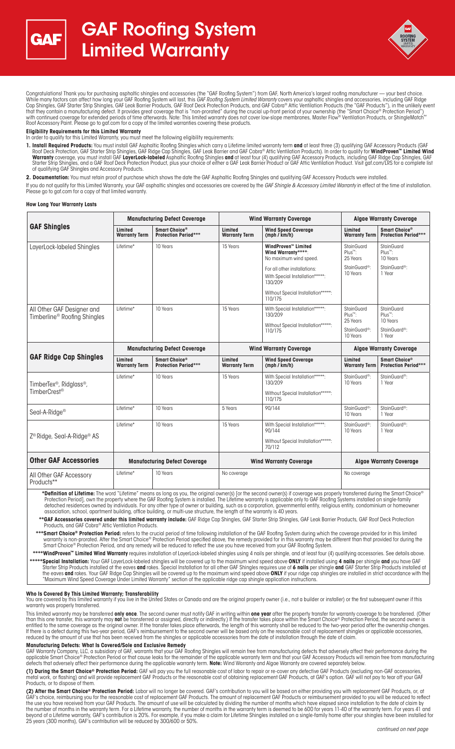# GAF Roofing System Limited Warranty

Congratulations! Thank you for purchasing asphaltic shingles and accessories (the "GAF Roofing System") from GAF, North America's largest roofing manufacturer — your best choice. While many factors can affect how long your GAF Roofing System will last, this *GAF Roofing System Limited Warranty* covers your asphaltic shingles and accessories, including GAF Ridge Cap Shingles, GAF Starter Strip Shingles, GAF Leak Barrier Products, GAF Roof Deck Protection Products, and GAF Cobra® Attic Ventilation Products (the "GAF Products"), in the unlikely event that they contain a manufacturing defect. It provides great coverage that is "non-prorated" during the crucial up-front period of your ownership (the "Smart Choice® Protection Period") with continued coverage for extended periods of time afterwards. Note: This limited warranty does not cover low-slope membranes, Master Flow® Ventilation Products, or ShingleMatch™ Roof Accessory Paint. Please go to gaf.com for a copy of the limited warranties covering these products.

**Eligibility Requirements for this Limited Warranty**

In order to qualify for this Limited Warranty, you must meet the following eligibility requirements:

1. **Install Required Products:** You must install GAF Asphaltic Roofing Shingles which carry a Lifetime limited warranty term **and** at least three (3) qualifying GAF Accessory Products (GAF Roof Deck Protection, GAF Starter Strip Shingles, GAF Ridge Cap Shingles, GAF Leak Barrier and GAF Cobra® Attic Ventilation Products). In order to qualify for **WindProven™ Limited Wind Warranty** coverage, you must install GAF **LayerLock-labeled** Asphaltic Roofing Shingles **and** at least four (4) qualifying GAF Accessory Products, including GAF Ridge Cap Shingles, GAF Starter Strip Shingles, and a GAF Roof Deck Protection Product, plus your choice of either a GAF Leak Barrier Product or GAF Attic Ventilation Product. Visit gaf.com/LRS for a complete list of qualifying GAF Shingles and Accessory Products.
2. **Documentation:** You must retain proof of purchase which shows the date the GAF Asphaltic Roofing Shingles and qualifying GAF Accessory Products were installed.

If you do not qualify for this Limited Warranty, your GAF asphaltic shingles and accessories are covered by the *GAF Shingle & Accessory Limited Warranty* in effect at the time of installation. Please go to gaf.com for a copy of that limited warranty.

**How Long Your Warranty Lasts**

| GAF Shingles | Manufacturing Defect Coverage | | Wind Warranty Coverage | | Algae Warranty Coverage | |
|---|---|---|---|---|---|---|
| | Limited Warranty Term | Smart Choice® Protection Period*** | Limited Warranty Term | Wind Speed Coverage (mph / km/h) | Limited Warranty Term | Smart Choice® Protection Period*** |
| LayerLock-labeled Shingles | Lifetime* | 10 Years | 15 Years | WindProven™ Limited Wind Warranty****: No maximum wind speed. For all other installations: With Special Installation*****: 130/209 Without Special Installation*****: 110/175 | StainGuard Plus™: 25 Years StainGuard®: 10 Years | StainGuard Plus™: 10 Years StainGuard®: 1 Year |
| All Other GAF Designer and Timberline® Roofing Shingles | Lifetime* | 10 Years | 15 Years | With Special Installation*****: 130/209 Without Special Installation*****: 110/175 | StainGuard Plus™: 25 Years StainGuard®: 10 Years | StainGuard Plus™: 10 Years StainGuard®: 1 Year |
| **GAF Ridge Cap Shingles** | **Manufacturing Defect Coverage** | | **Wind Warranty Coverage** | | **Algae Warranty Coverage** | |
| | Limited Warranty Term | Smart Choice® Protection Period*** | Limited Warranty Term | Wind Speed Coverage (mph / km/h) | Limited Warranty Term | Smart Choice® Protection Period*** |
| TimberTex®, Ridglass®, TimberCrest® | Lifetime* | 10 Years | 15 Years | With Special Installation*****: 130/209 Without Special Installation*****: 110/175 | StainGuard®: 10 Years | StainGuard®: 1 Year |
| Seal-A-Ridge® | Lifetime* | 10 Years | 5 Years | 90/144 | StainGuard®: 10 Years | StainGuard®: 1 Year |
| Z® Ridge, Seal-A-Ridge® AS | Lifetime* | 10 Years | 15 Years | With Special Installation*****: 90/144 Without Special Installation*****: 70/112 | StainGuard®: 10 Years | StainGuard®: 1 Year |
| **Other GAF Accessories** | **Manufacturing Defect Coverage** | | **Wind Warranty Coverage** | | **Algae Warranty Coverage** | |
| All Other GAF Accessory Products** | Lifetime* | 10 Years | No coverage | | No coverage | |

***Definition of Lifetime:** The word "Lifetime" means as long as you, the original owner(s) [or the second owner(s) if coverage was properly transferred during the Smart Choice® Protection Period], own the property where the GAF Roofing System is installed. The Lifetime warranty is applicable only to GAF Roofing Systems installed on single-family detached residences owned by individuals. For any other type of owner or building, such as a corporation, governmental entity, religious entity, condominium or homeowner association, school, apartment building, office building, or multi-use structure, the length of the warranty is 40 years.

****GAF Accessories covered under this limited warranty include:** GAF Ridge Cap Shingles, GAF Starter Strip Shingles, GAF Leak Barrier Products, GAF Roof Deck Protection Products, and GAF Cobra® Attic Ventilation Products.

*****Smart Choice® Protection Period:** refers to the crucial period of time following installation of the GAF Roofing System during which the coverage provided for in this limited warranty is non-prorated. After the Smart Choice® Protection Period specified above, the remedy provided for in this warranty may be different than that provided for during the Smart Choice® Protection Period, and any remedy will be reduced to reflect the use you have received from your GAF Roofing System.

******WindProven™ Limited Wind Warranty** requires installation of LayerLock-labeled shingles using 4 nails per shingle, and at least four (4) qualifying accessories. See details above.

*******Special Installation:** Your GAF LayerLock-labeled shingles will be covered up to the maximum wind speed above **ONLY** if installed using **4 nails** per shingle **and** you have GAF Starter Strip Products installed at the eaves **and** rakes. Special Installation for all other GAF Shingles requires use of **6 nails** per shingle **and** GAF Starter Strip Products installed at the eaves **and** rakes. Your GAF Ridge Cap Shingles will be covered up to the maximum wind speed above **ONLY** if your ridge cap shingles are installed in strict accordance with the "Maximum Wind Speed Coverage Under Limited Warranty" section of the applicable ridge cap shingle application instructions.

**Who Is Covered By This Limited Warranty; Transferability**

You are covered by this limited warranty if you live in the United States or Canada and are the original property owner (i.e., not a builder or installer) or the first subsequent owner if this warranty was properly transferred.

This limited warranty may be transferred **only once**. The second owner must notify GAF in writing within **one year** after the property transfer for warranty coverage to be transferred. (Other than this one transfer, this warranty may **not** be transferred or assigned, directly or indirectly.) If the transfer takes place within the Smart Choice® Protection Period, the second owner is entitled to the same coverage as the original owner. If the transfer takes place afterwards, the length of this warranty shall be reduced to the two-year period after the ownership changes. If there is a defect during this two-year period, GAF's reimbursement to the second owner will be based only on the reasonable cost of replacement shingles or applicable accessories, reduced by the amount of use that has been received from the shingles or applicable accessories from the date of installation through the date of claim.

**Manufacturing Defects: What Is Covered/Sole and Exclusive Remedy**

GAF Warranty Company, LLC, a subsidiary of GAF, warrants that your GAF Roofing Shingles will remain free from manufacturing defects that adversely affect their performance during the applicable Smart Choice® Protection Period or that cause leaks for the remainder of the applicable warranty term and that your GAF Accessory Products will remain free from manufacturing defects that adversely affect their performance during the applicable warranty term. **Note:** Wind Warranty and Algae Warranty are covered separately below.

**(1) During the Smart Choice® Protection Period:** GAF will pay you the full reasonable cost of labor to repair or re-cover any defective GAF Products (excluding non-GAF accessories, metal work, or flashing) and will provide replacement GAF Products or the reasonable cost of obtaining replacement GAF Products, at GAF's option. GAF will not pay to tear off your GAF Products, or to dispose of them.

**(2) After the Smart Choice® Protection Period:** Labor will no longer be covered. GAF's contribution to you will be based on either providing you with replacement GAF Products, or, at GAF's choice, reimbursing you for the reasonable cost of replacement GAF Products. The amount of replacement GAF Products or reimbursement provided to you will be reduced to reflect the use you have received from your GAF Products. The amount of use will be calculated by dividing the number of months which have elapsed since installation to the date of claim by the number of months in the warranty term. For a Lifetime warranty, the number of months in the warranty term is deemed to be 600 for years 11-40 of the warranty term. For years 41 and beyond of a Lifetime warranty, GAF's contribution is 20%. For example, if you make a claim for Lifetime Shingles installed on a single-family home after your shingles have been installed for 25 years (300 months), GAF's contribution will be reduced by 300/600 or 50%.

*continued on next page*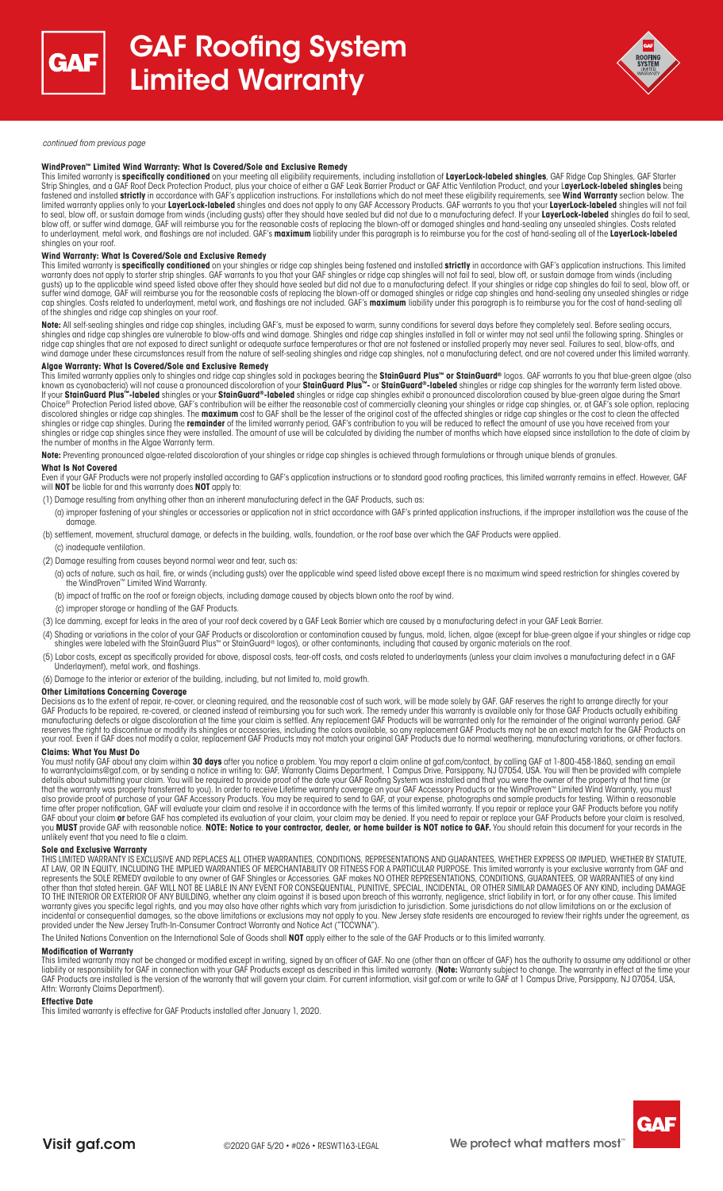# GAF Roofing System Limited Warranty

*continued from previous page*

**WindProven™ Limited Wind Warranty: What Is Covered/Sole and Exclusive Remedy**

This limited warranty is **specifically conditioned** on your meeting all eligibility requirements, including installation of **LayerLock-labeled shingles**, GAF Ridge Cap Shingles, GAF Starter Strip Shingles, and a GAF Roof Deck Protection Product, plus your choice of either a GAF Leak Barrier Product or GAF Attic Ventilation Product, and your **LayerLock-labeled shingles** being fastened and installed **strictly** in accordance with GAF's application instructions. For installations which do not meet these eligibility requirements, see **Wind Warranty** section below. The limited warranty applies only to your **LayerLock-labeled** shingles and does not apply to any GAF Accessory Products. GAF warrants to you that your **LayerLock-labeled** shingles will not fail to seal, blow off, or sustain damage from winds (including gusts) after they should have sealed but did not due to a manufacturing defect. If your **LayerLock-labeled** shingles do fail to seal, blow off, or suffer wind damage, GAF will reimburse you for the reasonable costs of replacing the blown-off or damaged shingles and hand-sealing any unsealed shingles. Costs related to underlayment, metal work, and flashings are not included. GAF's **maximum** liability under this paragraph is to reimburse you for the cost of hand-sealing all of the **LayerLock-labeled** shingles on your roof.

**Wind Warranty: What Is Covered/Sole and Exclusive Remedy**

This limited warranty is **specifically conditioned** on your shingles or ridge cap shingles being fastened and installed **strictly** in accordance with GAF's application instructions. This limited warranty does not apply to starter strip shingles. GAF warrants to you that your GAF shingles or ridge cap shingles will not fail to seal, blow off, or sustain damage from winds (including gusts) up to the applicable wind speed listed above after they should have sealed but did not due to a manufacturing defect. If your shingles or ridge cap shingles do fail to seal, blow off, or suffer wind damage, GAF will reimburse you for the reasonable costs of replacing the blown-off or damaged shingles or ridge cap shingles and hand-sealing any unsealed shingles or ridge cap shingles. Costs related to underlayment, metal work, and flashings are not included. GAF's **maximum** liability under this paragraph is to reimburse you for the cost of hand-sealing all of the shingles and ridge cap shingles on your roof.

**Note:** All self-sealing shingles and ridge cap shingles, including GAF's, must be exposed to warm, sunny conditions for several days before they completely seal. Before sealing occurs, shingles and ridge cap shingles are vulnerable to blow-offs and wind damage. Shingles and ridge cap shingles installed in fall or winter may not seal until the following spring. Shingles or ridge cap shingles that are not exposed to direct sunlight or adequate surface temperatures or that are not fastened or installed properly may never seal. Failures to seal, blow-offs, and wind damage under these circumstances result from the nature of self-sealing shingles and ridge cap shingles, not a manufacturing defect, and are not covered under this limited warranty.

**Algae Warranty: What Is Covered/Sole and Exclusive Remedy**

This limited warranty applies only to shingles and ridge cap shingles sold in packages bearing the **StainGuard Plus™ or StainGuard®** logos. GAF warrants to you that blue-green algae (also known as cyanobacteria) will not cause a pronounced discoloration of your **StainGuard Plus™-** or **StainGuard®-labeled** shingles or ridge cap shingles for the warranty term listed above. If your **StainGuard Plus™-labeled** shingles or your **StainGuard®-labeled** shingles or ridge cap shingles exhibit a pronounced discoloration caused by blue-green algae during the Smart Choice® Protection Period listed above, GAF's contribution will be either the reasonable cost of commercially cleaning your shingles or ridge cap shingles, or, at GAF's sole option, replacing discolored shingles or ridge cap shingles. The **maximum** cost to GAF shall be the lesser of the original cost of the affected shingles or ridge cap shingles or the cost to clean the affected shingles or ridge cap shingles. During the **remainder** of the limited warranty period, GAF's contribution to you will be reduced to reflect the amount of use you have received from your shingles or ridge cap shingles since they were installed. The amount of use will be calculated by dividing the number of months which have elapsed since installation to the date of claim by the number of months in the Algae Warranty term.

**Note:** Preventing pronounced algae-related discoloration of your shingles or ridge cap shingles is achieved through formulations or through unique blends of granules.

**What Is Not Covered**

Even if your GAF Products were not properly installed according to GAF's application instructions or to standard good roofing practices, this limited warranty remains in effect. However, GAF will **NOT** be liable for and this warranty does **NOT** apply to:

(1) Damage resulting from anything other than an inherent manufacturing defect in the GAF Products, such as:

(a) improper fastening of your shingles or accessories or application not in strict accordance with GAF's printed application instructions, if the improper installation was the cause of the damage.

(b) settlement, movement, structural damage, or defects in the building, walls, foundation, or the roof base over which the GAF Products were applied.

(c) inadequate ventilation.

(2) Damage resulting from causes beyond normal wear and tear, such as:

(a) acts of nature, such as hail, fire, or winds (including gusts) over the applicable wind speed listed above except there is no maximum wind speed restriction for shingles covered by the WindProven™ Limited Wind Warranty.

(b) impact of traffic on the roof or foreign objects, including damage caused by objects blown onto the roof by wind.

(c) improper storage or handling of the GAF Products.

(3) Ice damming, except for leaks in the area of your roof deck covered by a GAF Leak Barrier which are caused by a manufacturing defect in your GAF Leak Barrier.

(4) Shading or variations in the color of your GAF Products or discoloration or contamination caused by fungus, mold, lichen, algae (except for blue-green algae if your shingles or ridge cap shingles were labeled with the StainGuard Plus™ or StainGuard® logos), or other contaminants, including that caused by organic materials on the roof.

(5) Labor costs, except as specifically provided for above, disposal costs, tear-off costs, and costs related to underlayments (unless your claim involves a manufacturing defect in a GAF Underlayment), metal work, and flashings.

(6) Damage to the interior or exterior of the building, including, but not limited to, mold growth.

**Other Limitations Concerning Coverage**

Decisions as to the extent of repair, re-cover, or cleaning required, and the reasonable cost of such work, will be made solely by GAF. GAF reserves the right to arrange directly for your GAF Products to be repaired, re-covered, or cleaned instead of reimbursing you for such work. The remedy under this warranty is available only for those GAF Products actually exhibiting manufacturing defects or algae discoloration at the time your claim is settled. Any replacement GAF Products will be warranted only for the remainder of the original warranty period. GAF reserves the right to discontinue or modify its shingles or accessories, including the colors available, so any replacement GAF Products may not be an exact match for the GAF Products on your roof. Even if GAF does not modify a color, replacement GAF Products may not match your original GAF Products due to normal weathering, manufacturing variations, or other factors.

**Claims: What You Must Do**

You must notify GAF about any claim within **30 days** after you notice a problem. You may report a claim online at gaf.com/contact, by calling GAF at 1-800-458-1860, sending an email to warrantyclaims@gaf.com, or by sending a notice in writing to: GAF, Warranty Claims Department, 1 Campus Drive, Parsippany, NJ 07054, USA. You will then be provided with complete details about submitting your claim. You will be required to provide proof of the date your GAF Roofing System was installed and that you were the owner of the property at that time (or that the warranty was properly transferred to you). In order to receive Lifetime warranty coverage on your GAF Accessory Products or the WindProven™ Limited Wind Warranty, you must also provide proof of purchase of your GAF Accessory Products. You may be required to send to GAF, at your expense, photographs and sample products for testing. Within a reasonable time after proper notification, GAF will evaluate your claim and resolve it in accordance with the terms of this limited warranty. If you repair or replace your GAF Products before you notify GAF about your claim **or** before GAF has completed its evaluation of your claim, your claim may be denied. If you need to repair or replace your GAF Products before your claim is resolved, you **MUST** provide GAF with reasonable notice. **NOTE: Notice to your contractor, dealer, or home builder is NOT notice to GAF.** You should retain this document for your records in the unlikely event that you need to file a claim.

**Sole and Exclusive Warranty**

THIS LIMITED WARRANTY IS EXCLUSIVE AND REPLACES ALL OTHER WARRANTIES, CONDITIONS, REPRESENTATIONS AND GUARANTEES, WHETHER EXPRESS OR IMPLIED, WHETHER BY STATUTE, AT LAW, OR IN EQUITY, INCLUDING THE IMPLIED WARRANTIES OF MERCHANTABILITY OR FITNESS FOR A PARTICULAR PURPOSE. This limited warranty is your exclusive warranty from GAF and represents the SOLE REMEDY available to any owner of GAF Shingles or Accessories. GAF makes NO OTHER REPRESENTATIONS, CONDITIONS, GUARANTEES, OR WARRANTIES of any kind other than that stated herein. GAF WILL NOT BE LIABLE IN ANY EVENT FOR CONSEQUENTIAL, PUNITIVE, SPECIAL, INCIDENTAL, OR OTHER SIMILAR DAMAGES OF ANY KIND, including DAMAGE TO THE INTERIOR OR EXTERIOR OF ANY BUILDING, whether any claim against it is based upon breach of this warranty, negligence, strict liability in tort, or for any other cause. This limited warranty gives you specific legal rights, and you may also have other rights which vary from jurisdiction to jurisdiction. Some jurisdictions do not allow limitations on or the exclusion of incidental or consequential damages, so the above limitations or exclusions may not apply to you. New Jersey state residents are encouraged to review their rights under the agreement, as provided under the New Jersey Truth-In-Consumer Contract Warranty and Notice Act ("TCCWNA").

The United Nations Convention on the International Sale of Goods shall **NOT** apply either to the sale of the GAF Products or to this limited warranty.

**Modification of Warranty**

This limited warranty may not be changed or modified except in writing, signed by an officer of GAF. No one (other than an officer of GAF) has the authority to assume any additional or other liability or responsibility for GAF in connection with your GAF Products except as described in this limited warranty. (**Note:** Warranty subject to change. The warranty in effect at the time your GAF Products are installed is the version of the warranty that will govern your claim. For current information, visit gaf.com or write to GAF at 1 Campus Drive, Parsippany, NJ 07054, USA, Attn: Warranty Claims Department).

**Effective Date**

This limited warranty is effective for GAF Products installed after January 1, 2020.

Visit gaf.com ©2020 GAF 5/20 • #026 • RESWT163-LEGAL We protect what matters most™